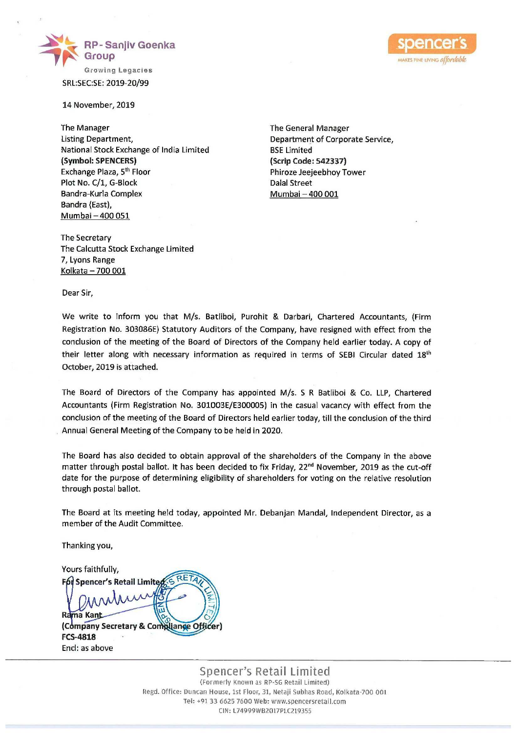RP- Sanjiv Goenka Group

Growing Legacies

spencer's

MAKES FINE LIVING affordable

SRL:SEC:SE: 2019-20/99

14 November, 2019

The Manager
Listing Department,
National Stock Exchange of India Limited
**(Symbol: SPENCERS)**
Exchange Plaza, 5th Floor
Plot No. C/1, G-Block
Bandra-Kurla Complex
Bandra (East),
Mumbai – 400 051

The General Manager
Department of Corporate Service,
BSE Limited
**(Scrip Code: 542337)**
Phiroze Jeejeebhoy Tower
Dalal Street
Mumbai – 400 001

The Secretary
The Calcutta Stock Exchange Limited
7, Lyons Range
Kolkata – 700 001

Dear Sir,

We write to inform you that M/s. Batliboi, Purohit & Darbari, Chartered Accountants, (Firm Registration No. 303086E) Statutory Auditors of the Company, have resigned with effect from the conclusion of the meeting of the Board of Directors of the Company held earlier today. A copy of their letter along with necessary information as required in terms of SEBI Circular dated 18th October, 2019 is attached.

The Board of Directors of the Company has appointed M/s. S R Batliboi & Co. LLP, Chartered Accountants (Firm Registration No. 301003E/E300005) in the casual vacancy with effect from the conclusion of the meeting of the Board of Directors held earlier today, till the conclusion of the third Annual General Meeting of the Company to be held in 2020.

The Board has also decided to obtain approval of the shareholders of the Company in the above matter through postal ballot. It has been decided to fix Friday, 22nd November, 2019 as the cut-off date for the purpose of determining eligibility of shareholders for voting on the relative resolution through postal ballot.

The Board at its meeting held today, appointed Mr. Debanjan Mandal, Independent Director, as a member of the Audit Committee.

Thanking you,

Yours faithfully,
**For Spencer's Retail Limited**

Rama Kant
**(Company Secretary & Compliance Officer)**
**FCS-4818**
Encl: as above

Spencer's Retail Limited
(Formerly Known as RP-SG Retail Limited)
Regd. Office: Duncan House, 1st Floor, 31, Netaji Subhas Road, Kolkata-700 001
Tel: +91 33 6625 7600 Web: www.spencersretail.com
CIN: L74999WB2017PLC219355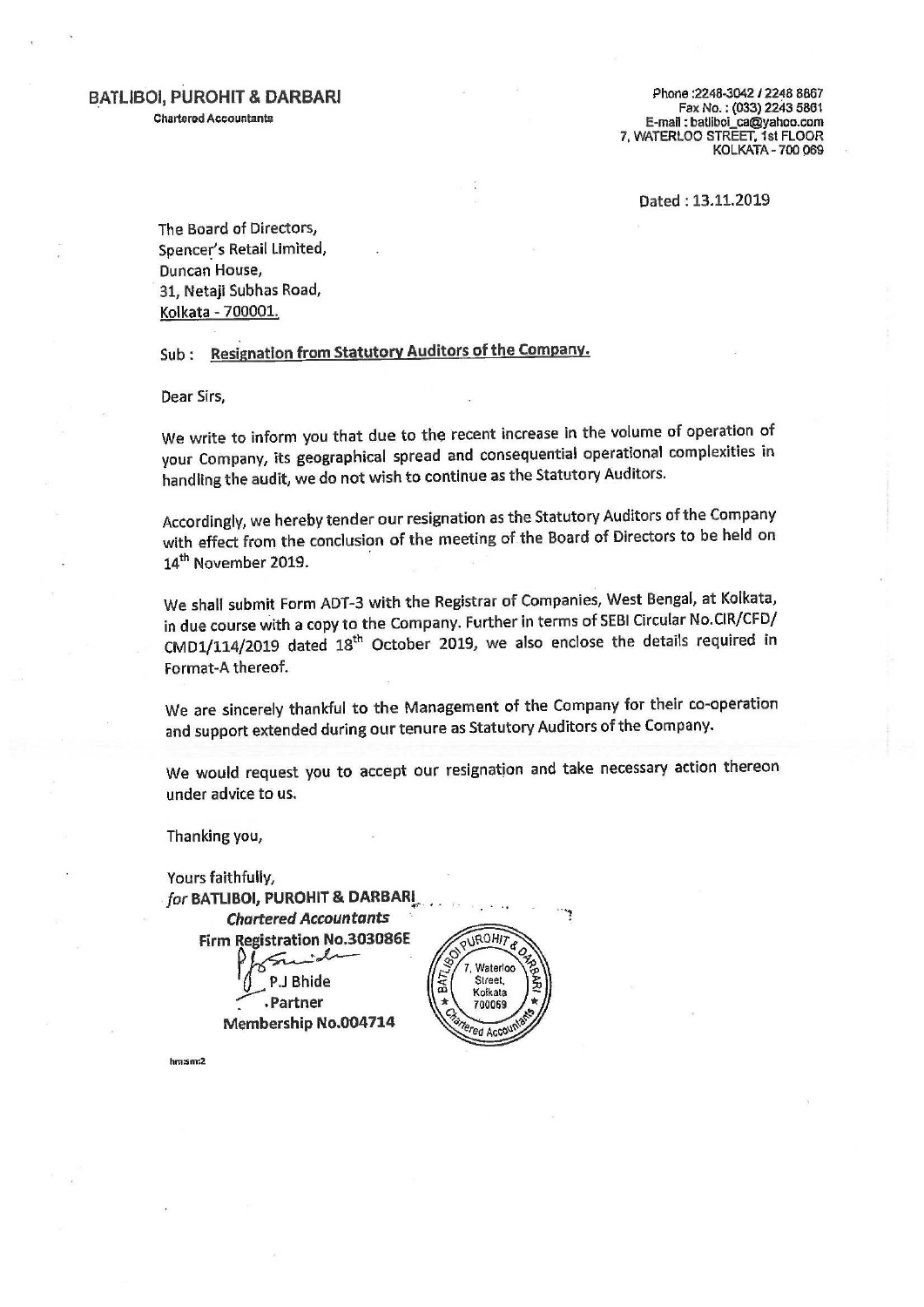**BATLIBOI, PUROHIT & DARBARI**
Chartered Accountants

Phone :2248-3042 / 2248 8867
Fax No. : (033) 2243 5861
E-mail : batliboi_ca@yahoo.com
7, WATERLOO STREET, 1st FLOOR
KOLKATA - 700 069

Dated : 13.11.2019

The Board of Directors,
Spencer's Retail Limited,
Duncan House,
31, Netaji Subhas Road,
Kolkata - 700001.

Sub : **Resignation from Statutory Auditors of the Company.**

Dear Sirs,

We write to inform you that due to the recent increase in the volume of operation of your Company, its geographical spread and consequential operational complexities in handling the audit, we do not wish to continue as the Statutory Auditors.

Accordingly, we hereby tender our resignation as the Statutory Auditors of the Company with effect from the conclusion of the meeting of the Board of Directors to be held on 14th November 2019.

We shall submit Form ADT-3 with the Registrar of Companies, West Bengal, at Kolkata, in due course with a copy to the Company. Further in terms of SEBI Circular No.CIR/CFD/CMD1/114/2019 dated 18th October 2019, we also enclose the details required in Format-A thereof.

We are sincerely thankful to the Management of the Company for their co-operation and support extended during our tenure as Statutory Auditors of the Company.

We would request you to accept our resignation and take necessary action thereon under advice to us.

Thanking you,

Yours faithfully,
*for* **BATLIBOI, PUROHIT & DARBARI**
***Chartered Accountants***
**Firm Registration No.303086E**

P.J Bhide
Partner
**Membership No.004714**

hm:sm:2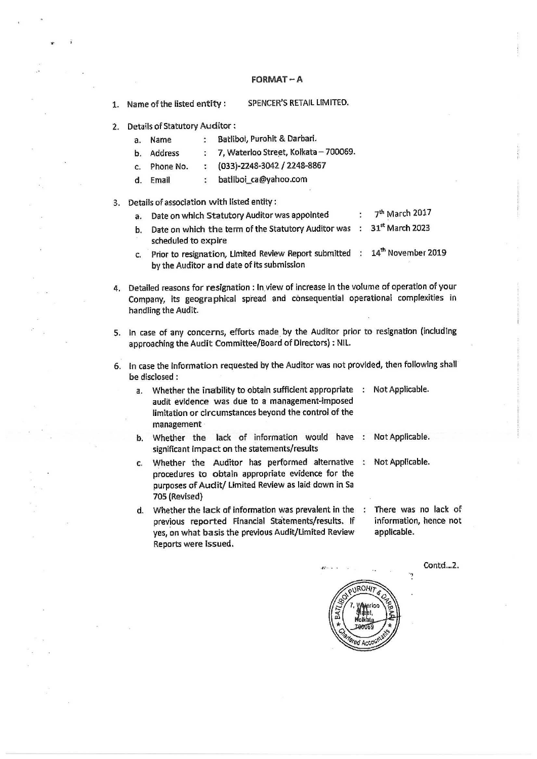# FORMAT – A

1. Name of the listed entity : SPENCER'S RETAIL LIMITED.

2. Details of Statutory Auditor :
   - a. Name : Batliboi, Purohit & Darbari.
   - b. Address : 7, Waterloo Street, Kolkata – 700069.
   - c. Phone No. : (033)-2248-3042 / 2248-8867
   - d. Email : batliboi_ca@yahoo.com

3. Details of association with listed entity :
   - a. Date on which Statutory Auditor was appointed : 7th March 2017
   - b. Date on which the term of the Statutory Auditor was scheduled to expire : 31st March 2023
   - c. Prior to resignation, Limited Review Report submitted by the Auditor and date of its submission : 14th November 2019

4. Detailed reasons for resignation : In view of increase in the volume of operation of your Company, its geographical spread and consequential operational complexities in handling the Audit.

5. In case of any concerns, efforts made by the Auditor prior to resignation (including approaching the Audit Committee/Board of Directors) : NIL.

6. In case the information requested by the Auditor was not provided, then following shall be disclosed :
   - a. Whether the inability to obtain sufficient appropriate audit evidence was due to a management-imposed limitation or circumstances beyond the control of the management : Not Applicable.
   - b. Whether the lack of information would have significant impact on the statements/results : Not Applicable.
   - c. Whether the Auditor has performed alternative procedures to obtain appropriate evidence for the purposes of Audit/ Limited Review as laid down in Sa 705 (Revised) : Not Applicable.
   - d. Whether the lack of information was prevalent in the previous reported Financial Statements/results. If yes, on what basis the previous Audit/Limited Review Reports were issued. : There was no lack of information, hence not applicable.

Contd...2.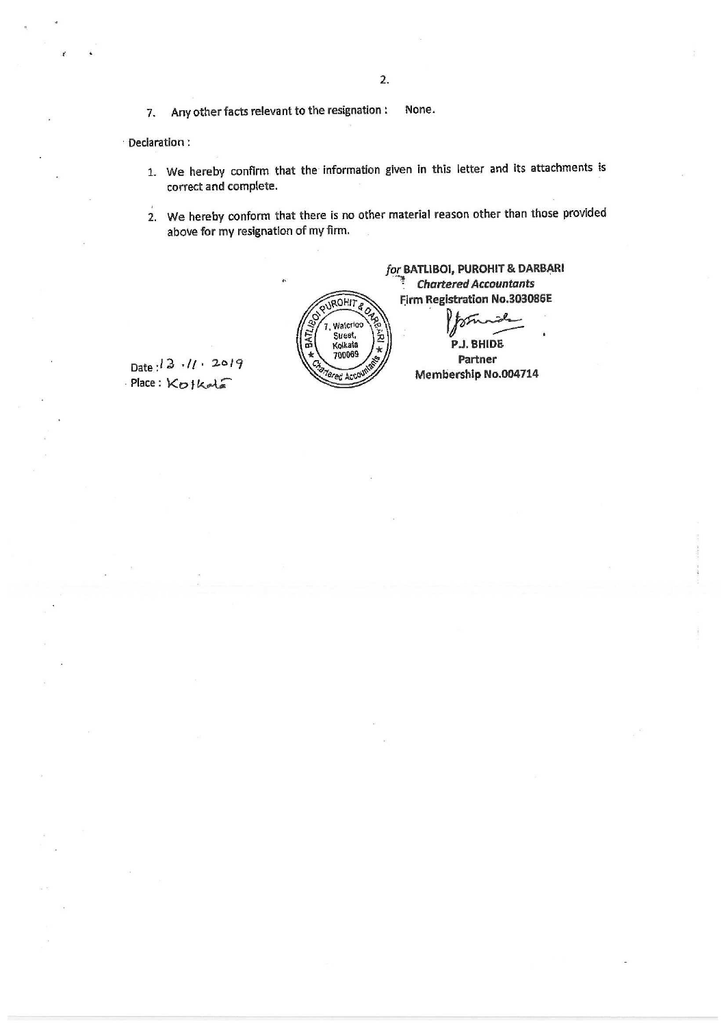7. Any other facts relevant to the resignation : None.

Declaration :

1. We hereby confirm that the information given in this letter and its attachments is correct and complete.

2. We hereby conform that there is no other material reason other than those provided above for my resignation of my firm.

*for* **BATLIBOI, PUROHIT & DARBARI**
***Chartered Accountants***
**Firm Registration No.303086E**

**P.J. BHIDE**
**Partner**
**Membership No.004714**

Date : 13 . 11 . 2019
Place : Kolkata